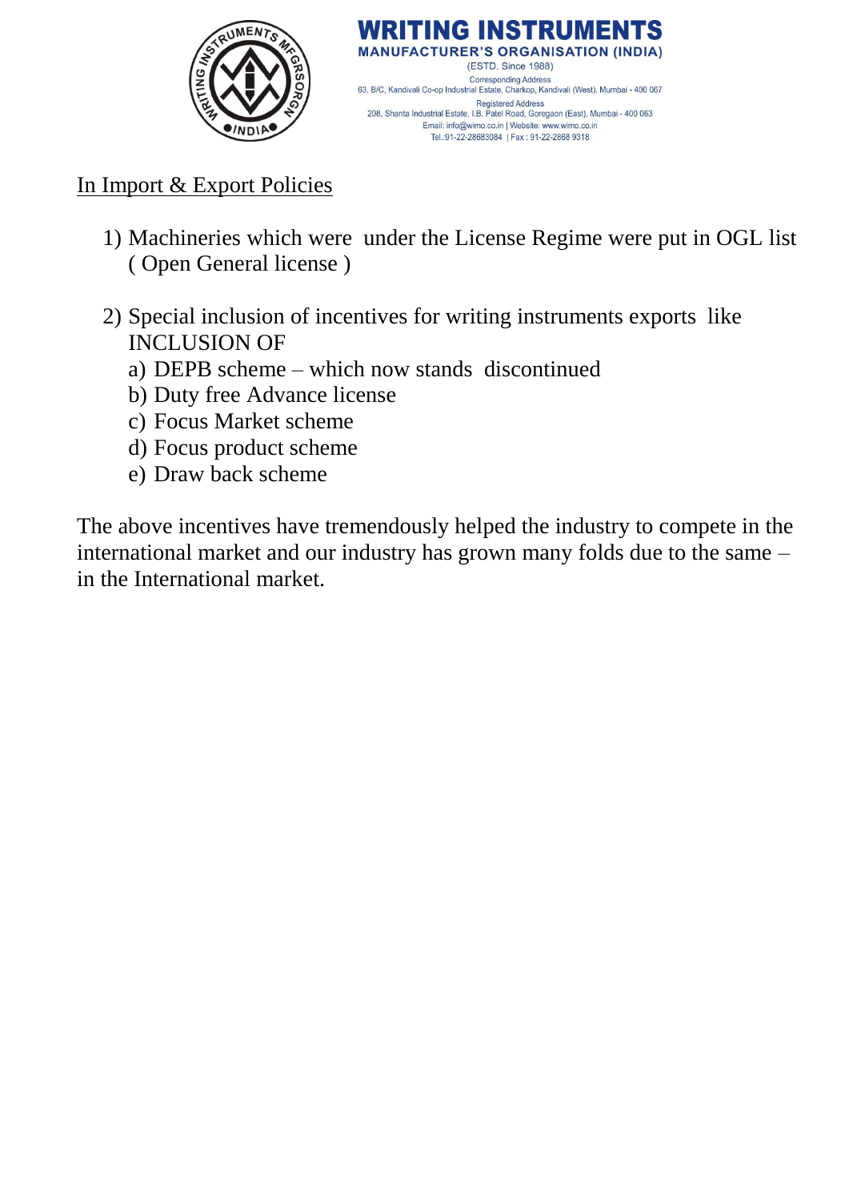# WRITING INSTRUMENTS

**MANUFACTURER'S ORGANISATION (INDIA)**

(ESTD. Since 1988)

Corresponding Address
63, B/C, Kandivali Co-op Industrial Estate, Charkop, Kandivali (West), Mumbai - 400 067

Registered Address
208, Shanta Industrial Estate, I.B. Patel Road, Goregaon (East), Mumbai - 400 063

Email: info@wimo.co.in | Website: www.wimo.co.in

Tel.:91-22-28683084 | Fax : 91-22-2868 9318

<u>In Import & Export Policies</u>

1) Machineries which were under the License Regime were put in OGL list ( Open General license )

2) Special inclusion of incentives for writing instruments exports like INCLUSION OF
   a) DEPB scheme – which now stands discontinued
   b) Duty free Advance license
   c) Focus Market scheme
   d) Focus product scheme
   e) Draw back scheme

The above incentives have tremendously helped the industry to compete in the international market and our industry has grown many folds due to the same – in the International market.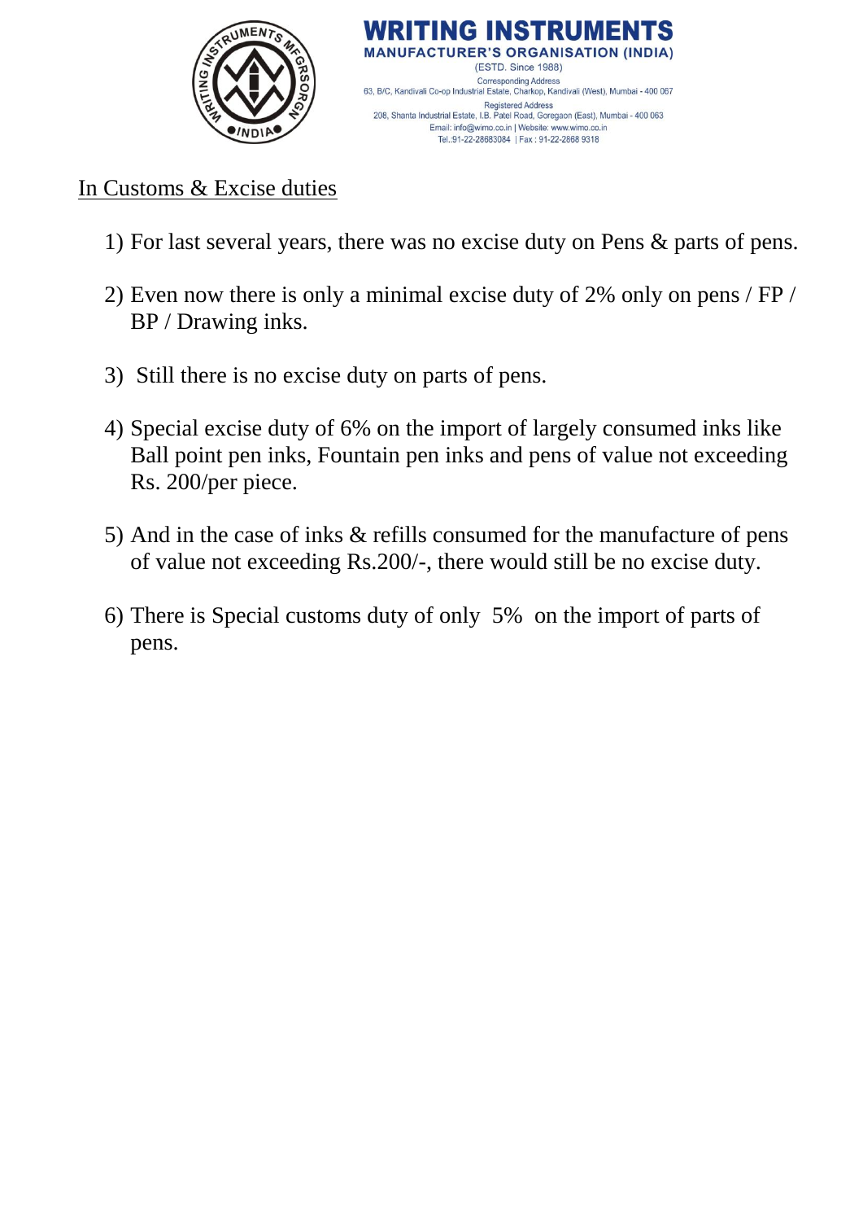In Customs & Excise duties

1) For last several years, there was no excise duty on Pens & parts of pens.
2) Even now there is only a minimal excise duty of 2% only on pens / FP / BP / Drawing inks.
3) Still there is no excise duty on parts of pens.
4) Special excise duty of 6% on the import of largely consumed inks like Ball point pen inks, Fountain pen inks and pens of value not exceeding Rs. 200/per piece.
5) And in the case of inks & refills consumed for the manufacture of pens of value not exceeding Rs.200/-, there would still be no excise duty.
6) There is Special customs duty of only 5% on the import of parts of pens.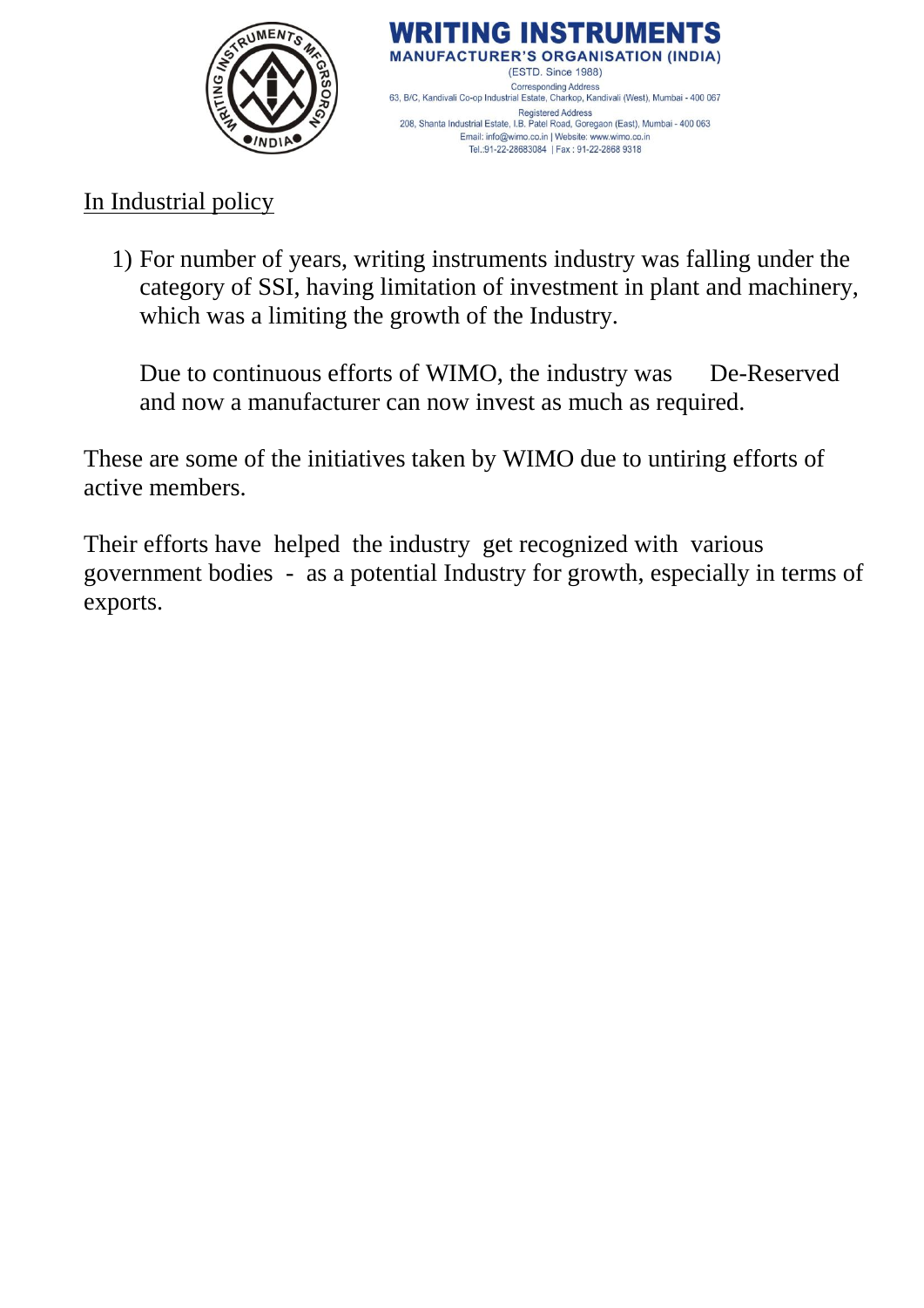In Industrial policy

1) For number of years, writing instruments industry was falling under the category of SSI, having limitation of investment in plant and machinery, which was a limiting the growth of the Industry.

   Due to continuous efforts of WIMO, the industry was De-Reserved and now a manufacturer can now invest as much as required.

These are some of the initiatives taken by WIMO due to untiring efforts of active members.

Their efforts have helped the industry get recognized with various government bodies - as a potential Industry for growth, especially in terms of exports.